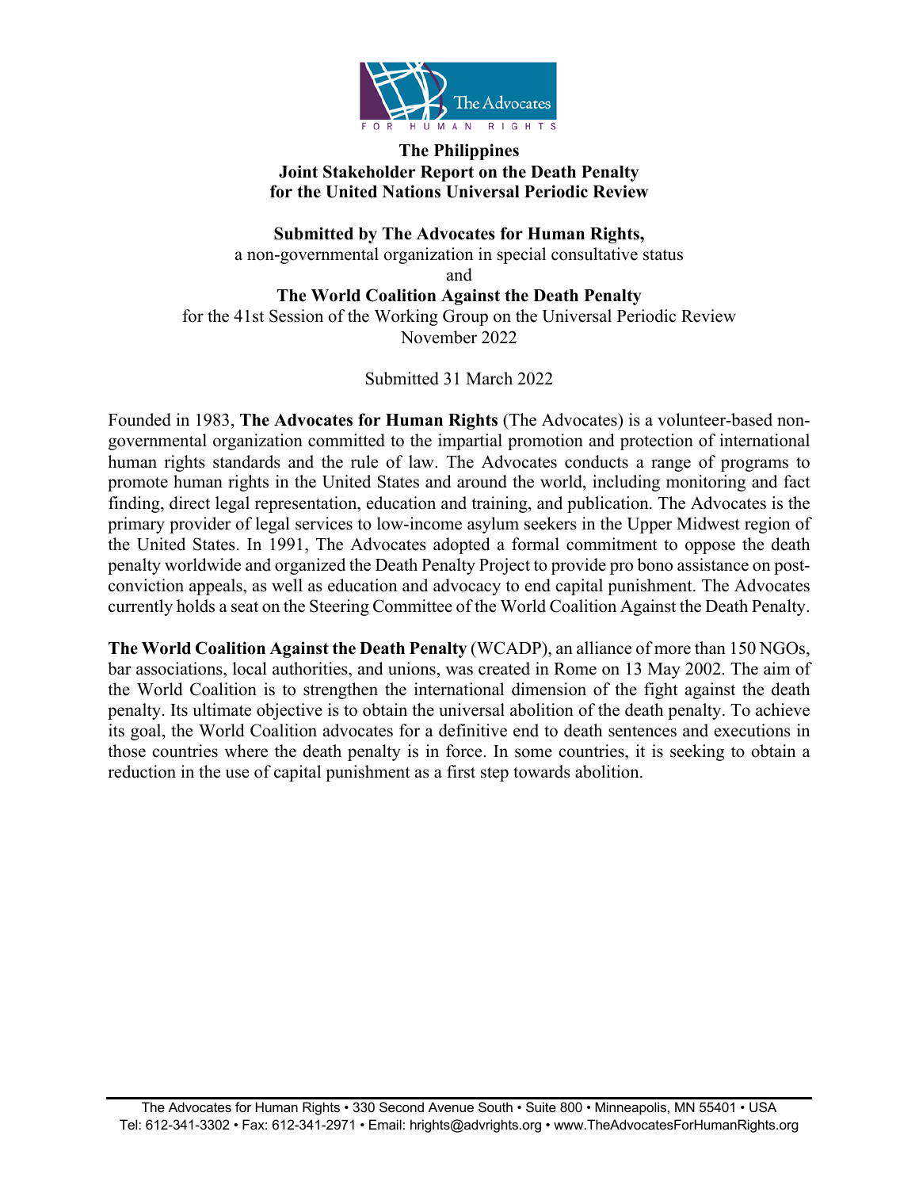# The Philippines
# Joint Stakeholder Report on the Death Penalty for the United Nations Universal Periodic Review

**Submitted by The Advocates for Human Rights,**
a non-governmental organization in special consultative status
and
**The World Coalition Against the Death Penalty**
for the 41st Session of the Working Group on the Universal Periodic Review
November 2022

Submitted 31 March 2022

Founded in 1983, **The Advocates for Human Rights** (The Advocates) is a volunteer-based non-governmental organization committed to the impartial promotion and protection of international human rights standards and the rule of law. The Advocates conducts a range of programs to promote human rights in the United States and around the world, including monitoring and fact finding, direct legal representation, education and training, and publication. The Advocates is the primary provider of legal services to low-income asylum seekers in the Upper Midwest region of the United States. In 1991, The Advocates adopted a formal commitment to oppose the death penalty worldwide and organized the Death Penalty Project to provide pro bono assistance on post-conviction appeals, as well as education and advocacy to end capital punishment. The Advocates currently holds a seat on the Steering Committee of the World Coalition Against the Death Penalty.

**The World Coalition Against the Death Penalty** (WCADP), an alliance of more than 150 NGOs, bar associations, local authorities, and unions, was created in Rome on 13 May 2002. The aim of the World Coalition is to strengthen the international dimension of the fight against the death penalty. Its ultimate objective is to obtain the universal abolition of the death penalty. To achieve its goal, the World Coalition advocates for a definitive end to death sentences and executions in those countries where the death penalty is in force. In some countries, it is seeking to obtain a reduction in the use of capital punishment as a first step towards abolition.

The Advocates for Human Rights • 330 Second Avenue South • Suite 800 • Minneapolis, MN 55401 • USA
Tel: 612-341-3302 • Fax: 612-341-2971 • Email: hrights@advrights.org • www.TheAdvocatesForHumanRights.org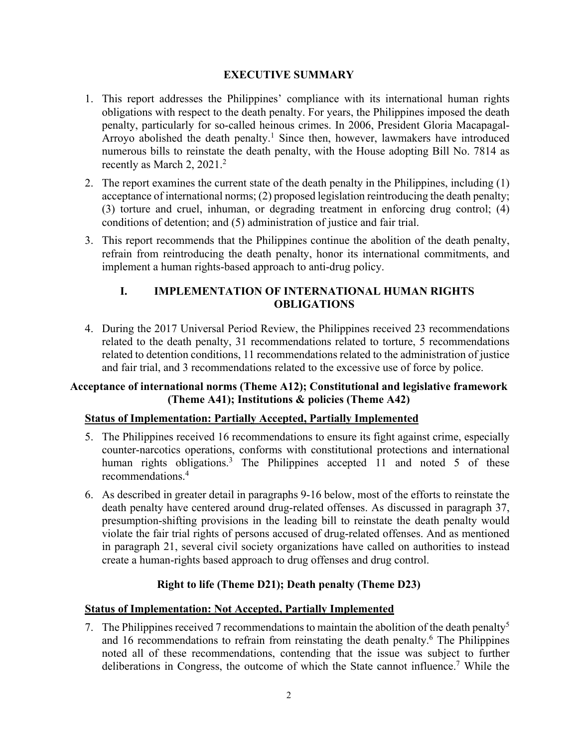## EXECUTIVE SUMMARY

1. This report addresses the Philippines' compliance with its international human rights obligations with respect to the death penalty. For years, the Philippines imposed the death penalty, particularly for so-called heinous crimes. In 2006, President Gloria Macapagal-Arroyo abolished the death penalty.[1] Since then, however, lawmakers have introduced numerous bills to reinstate the death penalty, with the House adopting Bill No. 7814 as recently as March 2, 2021.[2]

2. The report examines the current state of the death penalty in the Philippines, including (1) acceptance of international norms; (2) proposed legislation reintroducing the death penalty; (3) torture and cruel, inhuman, or degrading treatment in enforcing drug control; (4) conditions of detention; and (5) administration of justice and fair trial.

3. This report recommends that the Philippines continue the abolition of the death penalty, refrain from reintroducing the death penalty, honor its international commitments, and implement a human rights-based approach to anti-drug policy.

## I. IMPLEMENTATION OF INTERNATIONAL HUMAN RIGHTS OBLIGATIONS

4. During the 2017 Universal Period Review, the Philippines received 23 recommendations related to the death penalty, 31 recommendations related to torture, 5 recommendations related to detention conditions, 11 recommendations related to the administration of justice and fair trial, and 3 recommendations related to the excessive use of force by police.

### Acceptance of international norms (Theme A12); Constitutional and legislative framework (Theme A41); Institutions & policies (Theme A42)

**Status of Implementation: Partially Accepted, Partially Implemented**

5. The Philippines received 16 recommendations to ensure its fight against crime, especially counter-narcotics operations, conforms with constitutional protections and international human rights obligations.[3] The Philippines accepted 11 and noted 5 of these recommendations.[4]

6. As described in greater detail in paragraphs 9-16 below, most of the efforts to reinstate the death penalty have centered around drug-related offenses. As discussed in paragraph 37, presumption-shifting provisions in the leading bill to reinstate the death penalty would violate the fair trial rights of persons accused of drug-related offenses. And as mentioned in paragraph 21, several civil society organizations have called on authorities to instead create a human-rights based approach to drug offenses and drug control.

### Right to life (Theme D21); Death penalty (Theme D23)

**Status of Implementation: Not Accepted, Partially Implemented**

7. The Philippines received 7 recommendations to maintain the abolition of the death penalty[5] and 16 recommendations to refrain from reinstating the death penalty.[6] The Philippines noted all of these recommendations, contending that the issue was subject to further deliberations in Congress, the outcome of which the State cannot influence.[7] While the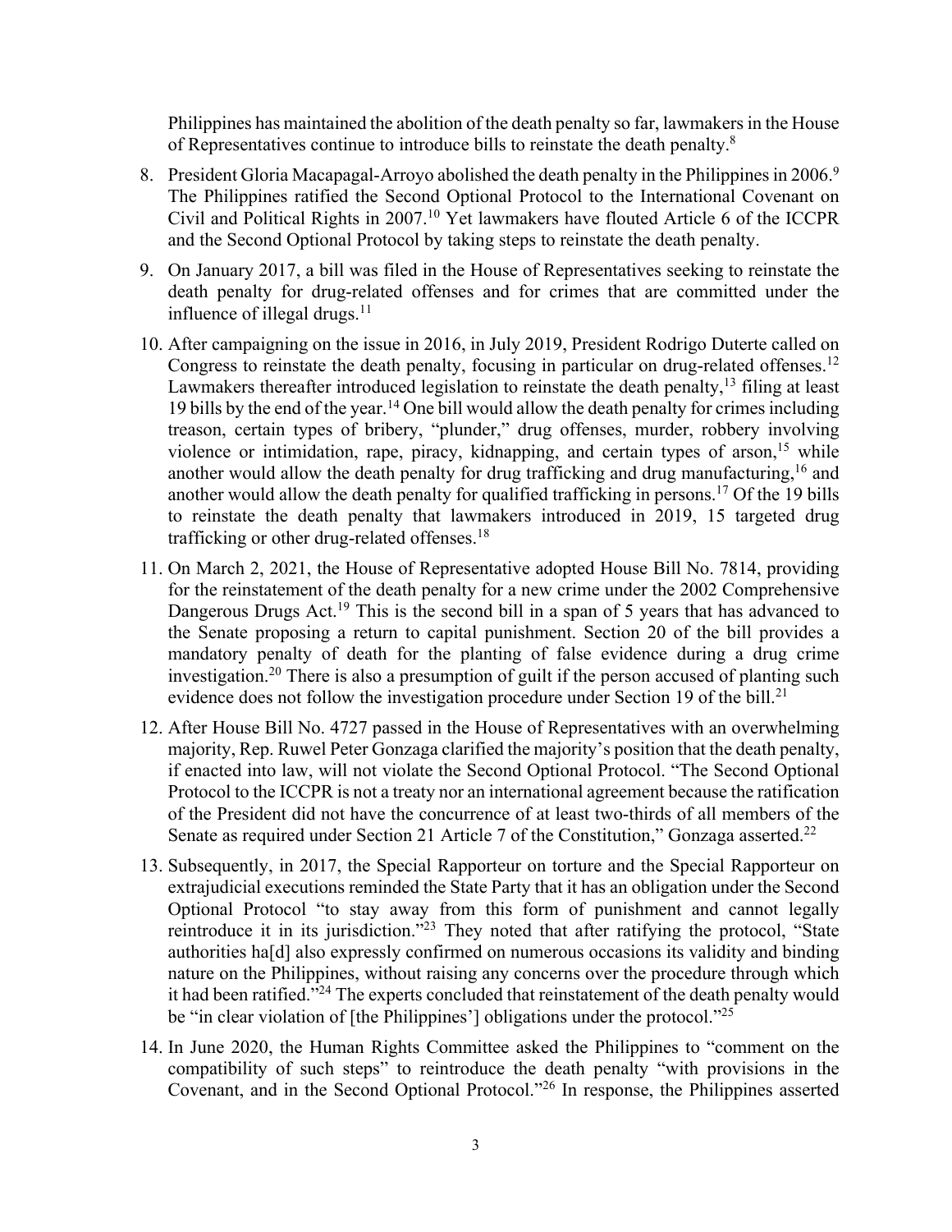Philippines has maintained the abolition of the death penalty so far, lawmakers in the House of Representatives continue to introduce bills to reinstate the death penalty.[8]

8. President Gloria Macapagal-Arroyo abolished the death penalty in the Philippines in 2006.[9] The Philippines ratified the Second Optional Protocol to the International Covenant on Civil and Political Rights in 2007.[10] Yet lawmakers have flouted Article 6 of the ICCPR and the Second Optional Protocol by taking steps to reinstate the death penalty.

9. On January 2017, a bill was filed in the House of Representatives seeking to reinstate the death penalty for drug-related offenses and for crimes that are committed under the influence of illegal drugs.[11]

10. After campaigning on the issue in 2016, in July 2019, President Rodrigo Duterte called on Congress to reinstate the death penalty, focusing in particular on drug-related offenses.[12] Lawmakers thereafter introduced legislation to reinstate the death penalty,[13] filing at least 19 bills by the end of the year.[14] One bill would allow the death penalty for crimes including treason, certain types of bribery, "plunder," drug offenses, murder, robbery involving violence or intimidation, rape, piracy, kidnapping, and certain types of arson,[15] while another would allow the death penalty for drug trafficking and drug manufacturing,[16] and another would allow the death penalty for qualified trafficking in persons.[17] Of the 19 bills to reinstate the death penalty that lawmakers introduced in 2019, 15 targeted drug trafficking or other drug-related offenses.[18]

11. On March 2, 2021, the House of Representative adopted House Bill No. 7814, providing for the reinstatement of the death penalty for a new crime under the 2002 Comprehensive Dangerous Drugs Act.[19] This is the second bill in a span of 5 years that has advanced to the Senate proposing a return to capital punishment. Section 20 of the bill provides a mandatory penalty of death for the planting of false evidence during a drug crime investigation.[20] There is also a presumption of guilt if the person accused of planting such evidence does not follow the investigation procedure under Section 19 of the bill.[21]

12. After House Bill No. 4727 passed in the House of Representatives with an overwhelming majority, Rep. Ruwel Peter Gonzaga clarified the majority's position that the death penalty, if enacted into law, will not violate the Second Optional Protocol. "The Second Optional Protocol to the ICCPR is not a treaty nor an international agreement because the ratification of the President did not have the concurrence of at least two-thirds of all members of the Senate as required under Section 21 Article 7 of the Constitution," Gonzaga asserted.[22]

13. Subsequently, in 2017, the Special Rapporteur on torture and the Special Rapporteur on extrajudicial executions reminded the State Party that it has an obligation under the Second Optional Protocol "to stay away from this form of punishment and cannot legally reintroduce it in its jurisdiction."[23] They noted that after ratifying the protocol, "State authorities ha[d] also expressly confirmed on numerous occasions its validity and binding nature on the Philippines, without raising any concerns over the procedure through which it had been ratified."[24] The experts concluded that reinstatement of the death penalty would be "in clear violation of [the Philippines'] obligations under the protocol."[25]

14. In June 2020, the Human Rights Committee asked the Philippines to "comment on the compatibility of such steps" to reintroduce the death penalty "with provisions in the Covenant, and in the Second Optional Protocol."[26] In response, the Philippines asserted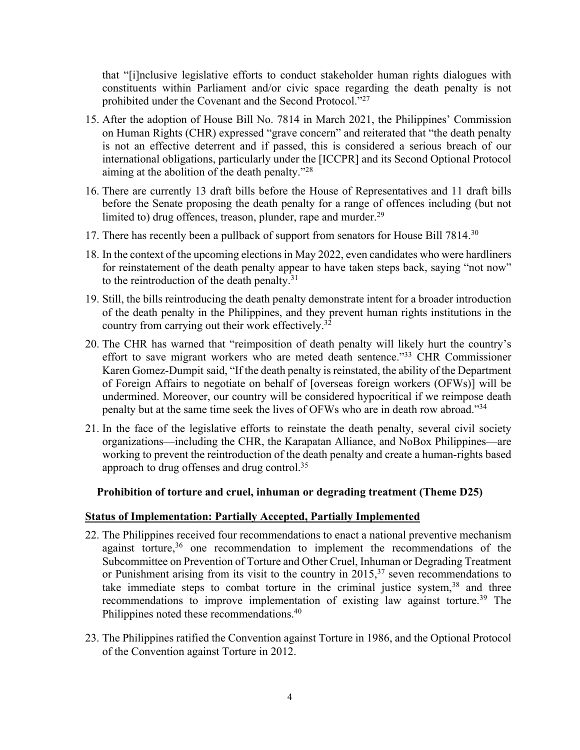that "[i]nclusive legislative efforts to conduct stakeholder human rights dialogues with constituents within Parliament and/or civic space regarding the death penalty is not prohibited under the Covenant and the Second Protocol."[27]

15. After the adoption of House Bill No. 7814 in March 2021, the Philippines' Commission on Human Rights (CHR) expressed "grave concern" and reiterated that "the death penalty is not an effective deterrent and if passed, this is considered a serious breach of our international obligations, particularly under the [ICCPR] and its Second Optional Protocol aiming at the abolition of the death penalty."[28]

16. There are currently 13 draft bills before the House of Representatives and 11 draft bills before the Senate proposing the death penalty for a range of offences including (but not limited to) drug offences, treason, plunder, rape and murder.[29]

17. There has recently been a pullback of support from senators for House Bill 7814.[30]

18. In the context of the upcoming elections in May 2022, even candidates who were hardliners for reinstatement of the death penalty appear to have taken steps back, saying "not now" to the reintroduction of the death penalty.[31]

19. Still, the bills reintroducing the death penalty demonstrate intent for a broader introduction of the death penalty in the Philippines, and they prevent human rights institutions in the country from carrying out their work effectively.[32]

20. The CHR has warned that "reimposition of death penalty will likely hurt the country's effort to save migrant workers who are meted death sentence."[33] CHR Commissioner Karen Gomez-Dumpit said, "If the death penalty is reinstated, the ability of the Department of Foreign Affairs to negotiate on behalf of [overseas foreign workers (OFWs)] will be undermined. Moreover, our country will be considered hypocritical if we reimpose death penalty but at the same time seek the lives of OFWs who are in death row abroad."[34]

21. In the face of the legislative efforts to reinstate the death penalty, several civil society organizations—including the CHR, the Karapatan Alliance, and NoBox Philippines—are working to prevent the reintroduction of the death penalty and create a human-rights based approach to drug offenses and drug control.[35]

**Prohibition of torture and cruel, inhuman or degrading treatment (Theme D25)**

**Status of Implementation: Partially Accepted, Partially Implemented**

22. The Philippines received four recommendations to enact a national preventive mechanism against torture,[36] one recommendation to implement the recommendations of the Subcommittee on Prevention of Torture and Other Cruel, Inhuman or Degrading Treatment or Punishment arising from its visit to the country in 2015,[37] seven recommendations to take immediate steps to combat torture in the criminal justice system,[38] and three recommendations to improve implementation of existing law against torture.[39] The Philippines noted these recommendations.[40]

23. The Philippines ratified the Convention against Torture in 1986, and the Optional Protocol of the Convention against Torture in 2012.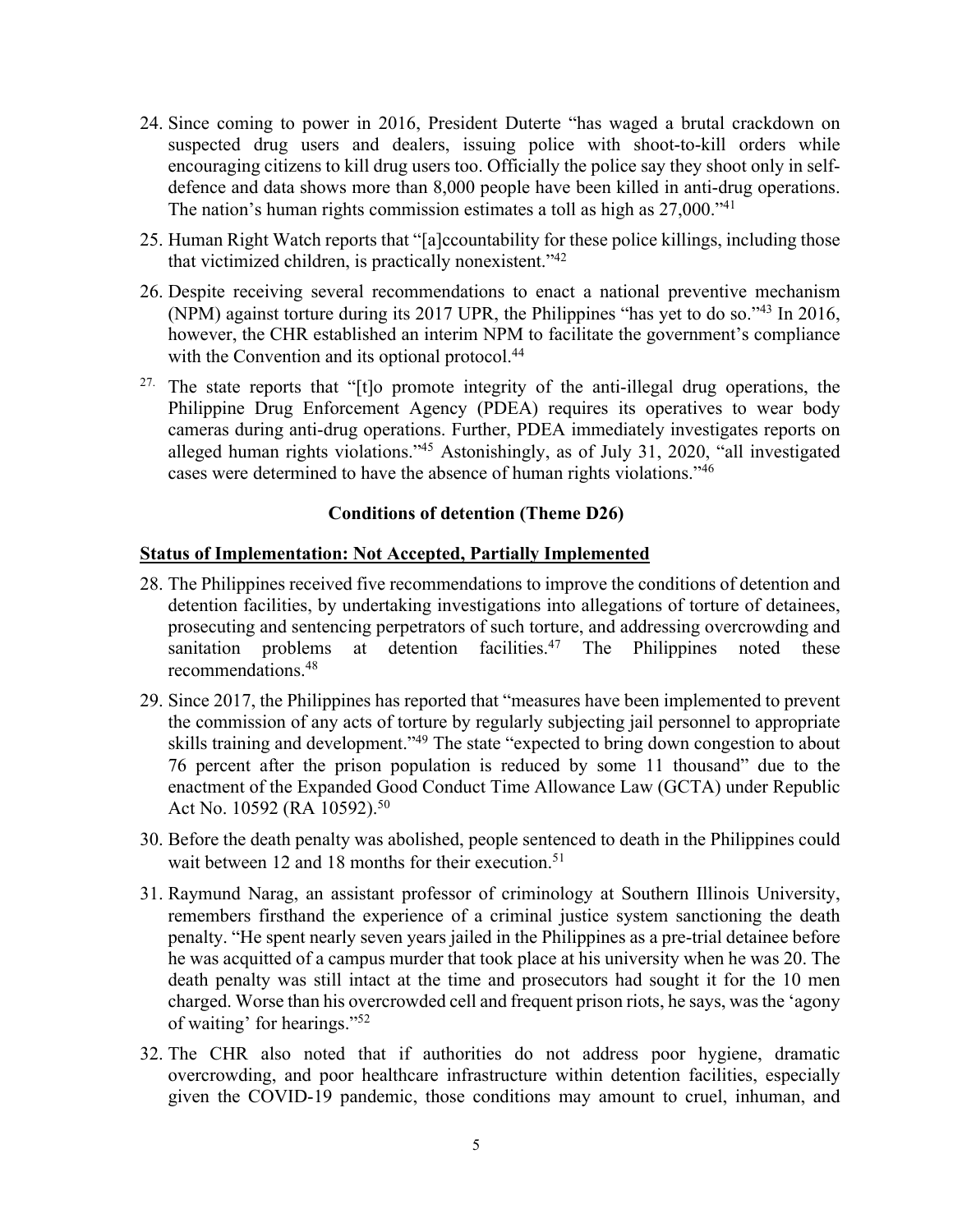24. Since coming to power in 2016, President Duterte "has waged a brutal crackdown on suspected drug users and dealers, issuing police with shoot-to-kill orders while encouraging citizens to kill drug users too. Officially the police say they shoot only in self-defence and data shows more than 8,000 people have been killed in anti-drug operations. The nation's human rights commission estimates a toll as high as 27,000."[41]

25. Human Right Watch reports that "[a]ccountability for these police killings, including those that victimized children, is practically nonexistent."[42]

26. Despite receiving several recommendations to enact a national preventive mechanism (NPM) against torture during its 2017 UPR, the Philippines "has yet to do so."[43] In 2016, however, the CHR established an interim NPM to facilitate the government's compliance with the Convention and its optional protocol.[44]

27. The state reports that "[t]o promote integrity of the anti-illegal drug operations, the Philippine Drug Enforcement Agency (PDEA) requires its operatives to wear body cameras during anti-drug operations. Further, PDEA immediately investigates reports on alleged human rights violations."[45] Astonishingly, as of July 31, 2020, "all investigated cases were determined to have the absence of human rights violations."[46]

### Conditions of detention (Theme D26)

**Status of Implementation: Not Accepted, Partially Implemented**

28. The Philippines received five recommendations to improve the conditions of detention and detention facilities, by undertaking investigations into allegations of torture of detainees, prosecuting and sentencing perpetrators of such torture, and addressing overcrowding and sanitation problems at detention facilities.[47] The Philippines noted these recommendations.[48]

29. Since 2017, the Philippines has reported that "measures have been implemented to prevent the commission of any acts of torture by regularly subjecting jail personnel to appropriate skills training and development."[49] The state "expected to bring down congestion to about 76 percent after the prison population is reduced by some 11 thousand" due to the enactment of the Expanded Good Conduct Time Allowance Law (GCTA) under Republic Act No. 10592 (RA 10592).[50]

30. Before the death penalty was abolished, people sentenced to death in the Philippines could wait between 12 and 18 months for their execution.[51]

31. Raymund Narag, an assistant professor of criminology at Southern Illinois University, remembers firsthand the experience of a criminal justice system sanctioning the death penalty. "He spent nearly seven years jailed in the Philippines as a pre-trial detainee before he was acquitted of a campus murder that took place at his university when he was 20. The death penalty was still intact at the time and prosecutors had sought it for the 10 men charged. Worse than his overcrowded cell and frequent prison riots, he says, was the 'agony of waiting' for hearings."[52]

32. The CHR also noted that if authorities do not address poor hygiene, dramatic overcrowding, and poor healthcare infrastructure within detention facilities, especially given the COVID-19 pandemic, those conditions may amount to cruel, inhuman, and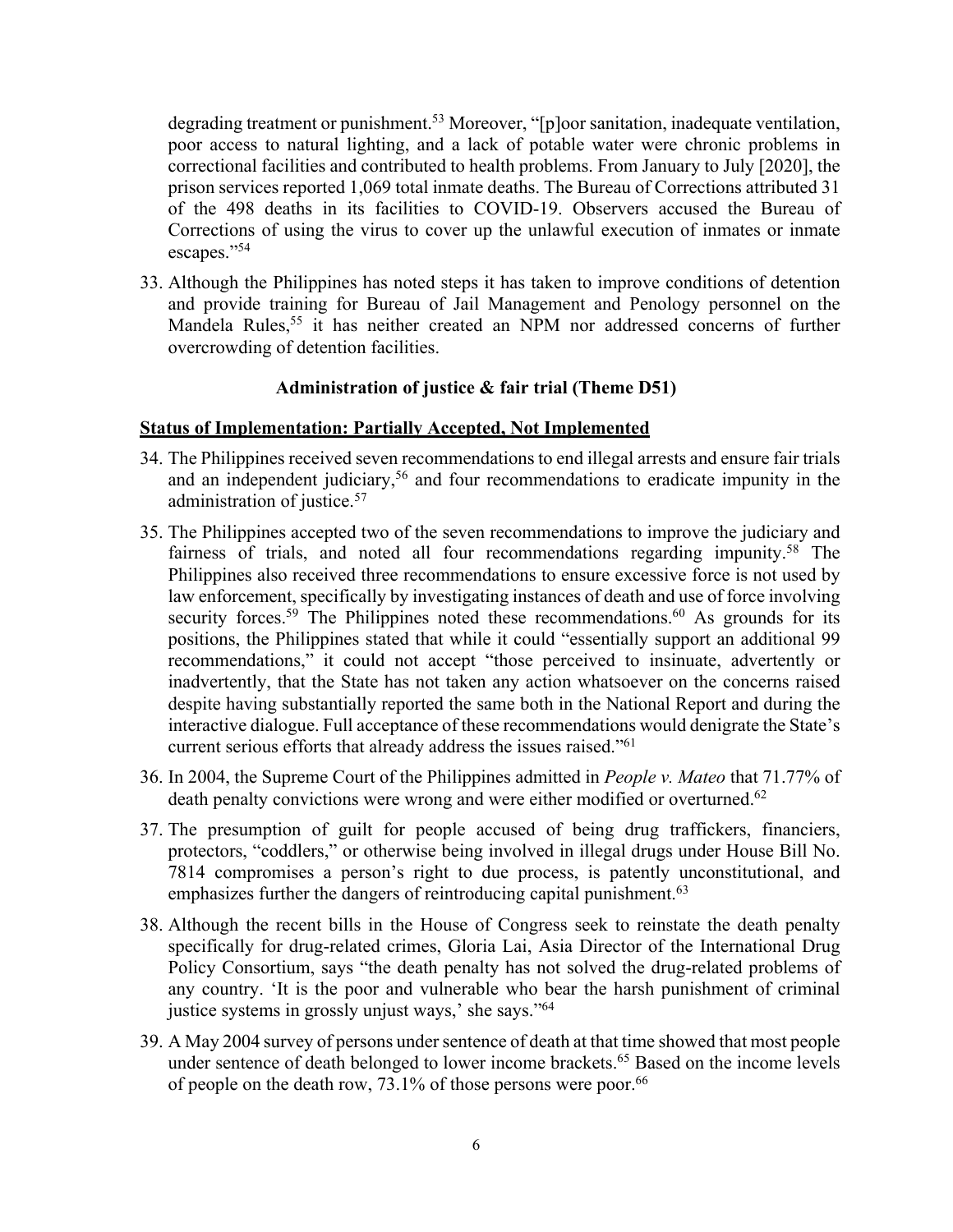degrading treatment or punishment.[53] Moreover, "[p]oor sanitation, inadequate ventilation, poor access to natural lighting, and a lack of potable water were chronic problems in correctional facilities and contributed to health problems. From January to July [2020], the prison services reported 1,069 total inmate deaths. The Bureau of Corrections attributed 31 of the 498 deaths in its facilities to COVID-19. Observers accused the Bureau of Corrections of using the virus to cover up the unlawful execution of inmates or inmate escapes."[54]

33. Although the Philippines has noted steps it has taken to improve conditions of detention and provide training for Bureau of Jail Management and Penology personnel on the Mandela Rules,[55] it has neither created an NPM nor addressed concerns of further overcrowding of detention facilities.

### Administration of justice & fair trial (Theme D51)

**Status of Implementation: Partially Accepted, Not Implemented**

34. The Philippines received seven recommendations to end illegal arrests and ensure fair trials and an independent judiciary,[56] and four recommendations to eradicate impunity in the administration of justice.[57]

35. The Philippines accepted two of the seven recommendations to improve the judiciary and fairness of trials, and noted all four recommendations regarding impunity.[58] The Philippines also received three recommendations to ensure excessive force is not used by law enforcement, specifically by investigating instances of death and use of force involving security forces.[59] The Philippines noted these recommendations.[60] As grounds for its positions, the Philippines stated that while it could "essentially support an additional 99 recommendations," it could not accept "those perceived to insinuate, advertently or inadvertently, that the State has not taken any action whatsoever on the concerns raised despite having substantially reported the same both in the National Report and during the interactive dialogue. Full acceptance of these recommendations would denigrate the State's current serious efforts that already address the issues raised."[61]

36. In 2004, the Supreme Court of the Philippines admitted in *People v. Mateo* that 71.77% of death penalty convictions were wrong and were either modified or overturned.[62]

37. The presumption of guilt for people accused of being drug traffickers, financiers, protectors, "coddlers," or otherwise being involved in illegal drugs under House Bill No. 7814 compromises a person's right to due process, is patently unconstitutional, and emphasizes further the dangers of reintroducing capital punishment.[63]

38. Although the recent bills in the House of Congress seek to reinstate the death penalty specifically for drug-related crimes, Gloria Lai, Asia Director of the International Drug Policy Consortium, says "the death penalty has not solved the drug-related problems of any country. 'It is the poor and vulnerable who bear the harsh punishment of criminal justice systems in grossly unjust ways,' she says."[64]

39. A May 2004 survey of persons under sentence of death at that time showed that most people under sentence of death belonged to lower income brackets.[65] Based on the income levels of people on the death row, 73.1% of those persons were poor.[66]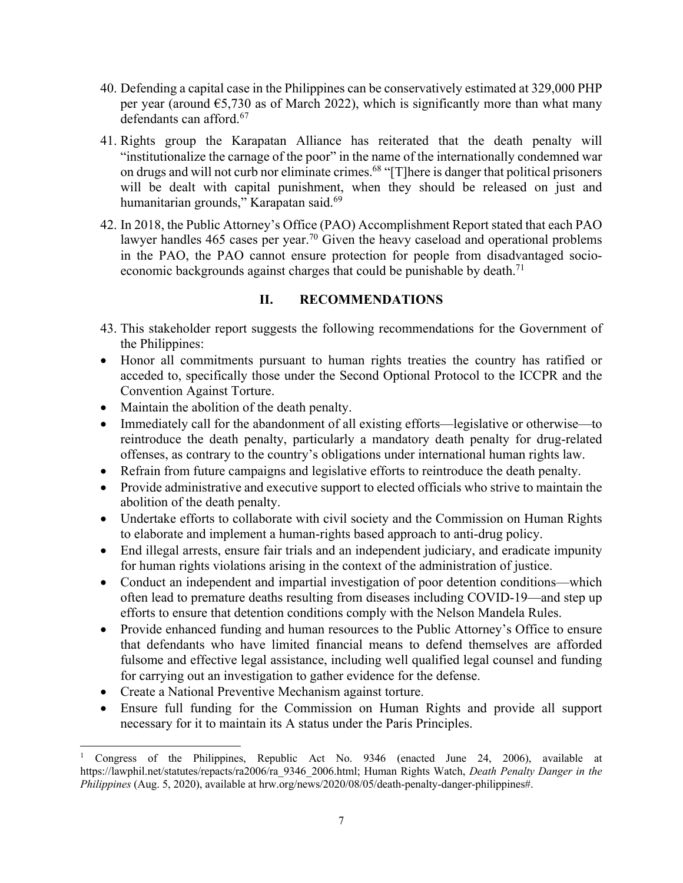40. Defending a capital case in the Philippines can be conservatively estimated at 329,000 PHP per year (around €5,730 as of March 2022), which is significantly more than what many defendants can afford.[67]

41. Rights group the Karapatan Alliance has reiterated that the death penalty will "institutionalize the carnage of the poor" in the name of the internationally condemned war on drugs and will not curb nor eliminate crimes.[68] "[T]here is danger that political prisoners will be dealt with capital punishment, when they should be released on just and humanitarian grounds," Karapatan said.[69]

42. In 2018, the Public Attorney's Office (PAO) Accomplishment Report stated that each PAO lawyer handles 465 cases per year.[70] Given the heavy caseload and operational problems in the PAO, the PAO cannot ensure protection for people from disadvantaged socio-economic backgrounds against charges that could be punishable by death.[71]

## II. RECOMMENDATIONS

43. This stakeholder report suggests the following recommendations for the Government of the Philippines:

- Honor all commitments pursuant to human rights treaties the country has ratified or acceded to, specifically those under the Second Optional Protocol to the ICCPR and the Convention Against Torture.
- Maintain the abolition of the death penalty.
- Immediately call for the abandonment of all existing efforts—legislative or otherwise—to reintroduce the death penalty, particularly a mandatory death penalty for drug-related offenses, as contrary to the country's obligations under international human rights law.
- Refrain from future campaigns and legislative efforts to reintroduce the death penalty.
- Provide administrative and executive support to elected officials who strive to maintain the abolition of the death penalty.
- Undertake efforts to collaborate with civil society and the Commission on Human Rights to elaborate and implement a human-rights based approach to anti-drug policy.
- End illegal arrests, ensure fair trials and an independent judiciary, and eradicate impunity for human rights violations arising in the context of the administration of justice.
- Conduct an independent and impartial investigation of poor detention conditions—which often lead to premature deaths resulting from diseases including COVID-19—and step up efforts to ensure that detention conditions comply with the Nelson Mandela Rules.
- Provide enhanced funding and human resources to the Public Attorney's Office to ensure that defendants who have limited financial means to defend themselves are afforded fulsome and effective legal assistance, including well qualified legal counsel and funding for carrying out an investigation to gather evidence for the defense.
- Create a National Preventive Mechanism against torture.
- Ensure full funding for the Commission on Human Rights and provide all support necessary for it to maintain its A status under the Paris Principles.

---

[1] Congress of the Philippines, Republic Act No. 9346 (enacted June 24, 2006), available at https://lawphil.net/statutes/repacts/ra2006/ra_9346_2006.html; Human Rights Watch, *Death Penalty Danger in the Philippines* (Aug. 5, 2020), available at hrw.org/news/2020/08/05/death-penalty-danger-philippines#.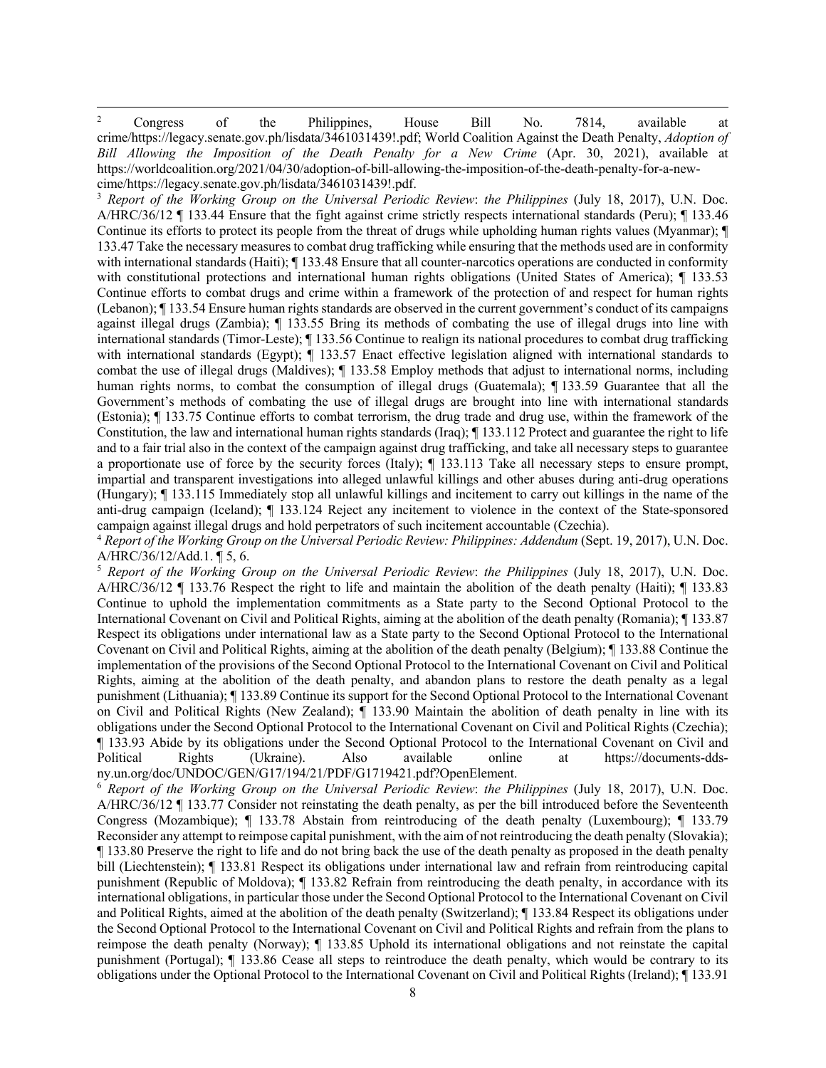[2] Congress of the Philippines, House Bill No. 7814, available at crime/https://legacy.senate.gov.ph/lisdata/3461031439!.pdf; World Coalition Against the Death Penalty, *Adoption of Bill Allowing the Imposition of the Death Penalty for a New Crime* (Apr. 30, 2021), available at https://worldcoalition.org/2021/04/30/adoption-of-bill-allowing-the-imposition-of-the-death-penalty-for-a-new-cime/https://legacy.senate.gov.ph/lisdata/3461031439!.pdf.

[3] *Report of the Working Group on the Universal Periodic Review*: *the Philippines* (July 18, 2017), U.N. Doc. A/HRC/36/12 ¶ 133.44 Ensure that the fight against crime strictly respects international standards (Peru); ¶ 133.46 Continue its efforts to protect its people from the threat of drugs while upholding human rights values (Myanmar); ¶ 133.47 Take the necessary measures to combat drug trafficking while ensuring that the methods used are in conformity with international standards (Haiti); ¶ 133.48 Ensure that all counter-narcotics operations are conducted in conformity with constitutional protections and international human rights obligations (United States of America); ¶ 133.53 Continue efforts to combat drugs and crime within a framework of the protection of and respect for human rights (Lebanon); ¶ 133.54 Ensure human rights standards are observed in the current government's conduct of its campaigns against illegal drugs (Zambia); ¶ 133.55 Bring its methods of combating the use of illegal drugs into line with international standards (Timor-Leste); ¶ 133.56 Continue to realign its national procedures to combat drug trafficking with international standards (Egypt); ¶ 133.57 Enact effective legislation aligned with international standards to combat the use of illegal drugs (Maldives); ¶ 133.58 Employ methods that adjust to international norms, including human rights norms, to combat the consumption of illegal drugs (Guatemala); ¶ 133.59 Guarantee that all the Government's methods of combating the use of illegal drugs are brought into line with international standards (Estonia); ¶ 133.75 Continue efforts to combat terrorism, the drug trade and drug use, within the framework of the Constitution, the law and international human rights standards (Iraq); ¶ 133.112 Protect and guarantee the right to life and to a fair trial also in the context of the campaign against drug trafficking, and take all necessary steps to guarantee a proportionate use of force by the security forces (Italy); ¶ 133.113 Take all necessary steps to ensure prompt, impartial and transparent investigations into alleged unlawful killings and other abuses during anti-drug operations (Hungary); ¶ 133.115 Immediately stop all unlawful killings and incitement to carry out killings in the name of the anti-drug campaign (Iceland); ¶ 133.124 Reject any incitement to violence in the context of the State-sponsored campaign against illegal drugs and hold perpetrators of such incitement accountable (Czechia).

[4] *Report of the Working Group on the Universal Periodic Review: Philippines: Addendum* (Sept. 19, 2017), U.N. Doc. A/HRC/36/12/Add.1. ¶ 5, 6.

[5] *Report of the Working Group on the Universal Periodic Review*: *the Philippines* (July 18, 2017), U.N. Doc. A/HRC/36/12 ¶ 133.76 Respect the right to life and maintain the abolition of the death penalty (Haiti); ¶ 133.83 Continue to uphold the implementation commitments as a State party to the Second Optional Protocol to the International Covenant on Civil and Political Rights, aiming at the abolition of the death penalty (Romania); ¶ 133.87 Respect its obligations under international law as a State party to the Second Optional Protocol to the International Covenant on Civil and Political Rights, aiming at the abolition of the death penalty (Belgium); ¶ 133.88 Continue the implementation of the provisions of the Second Optional Protocol to the International Covenant on Civil and Political Rights, aiming at the abolition of the death penalty, and abandon plans to restore the death penalty as a legal punishment (Lithuania); ¶ 133.89 Continue its support for the Second Optional Protocol to the International Covenant on Civil and Political Rights (New Zealand); ¶ 133.90 Maintain the abolition of death penalty in line with its obligations under the Second Optional Protocol to the International Covenant on Civil and Political Rights (Czechia); ¶ 133.93 Abide by its obligations under the Second Optional Protocol to the International Covenant on Civil and Political Rights (Ukraine). Also available online at https://documents-dds-ny.un.org/doc/UNDOC/GEN/G17/194/21/PDF/G1719421.pdf?OpenElement.

[6] *Report of the Working Group on the Universal Periodic Review*: *the Philippines* (July 18, 2017), U.N. Doc. A/HRC/36/12 ¶ 133.77 Consider not reinstating the death penalty, as per the bill introduced before the Seventeenth Congress (Mozambique); ¶ 133.78 Abstain from reintroducing of the death penalty (Luxembourg); ¶ 133.79 Reconsider any attempt to reimpose capital punishment, with the aim of not reintroducing the death penalty (Slovakia); ¶ 133.80 Preserve the right to life and do not bring back the use of the death penalty as proposed in the death penalty bill (Liechtenstein); ¶ 133.81 Respect its obligations under international law and refrain from reintroducing capital punishment (Republic of Moldova); ¶ 133.82 Refrain from reintroducing the death penalty, in accordance with its international obligations, in particular those under the Second Optional Protocol to the International Covenant on Civil and Political Rights, aimed at the abolition of the death penalty (Switzerland); ¶ 133.84 Respect its obligations under the Second Optional Protocol to the International Covenant on Civil and Political Rights and refrain from the plans to reimpose the death penalty (Norway); ¶ 133.85 Uphold its international obligations and not reinstate the capital punishment (Portugal); ¶ 133.86 Cease all steps to reintroduce the death penalty, which would be contrary to its obligations under the Optional Protocol to the International Covenant on Civil and Political Rights (Ireland); ¶ 133.91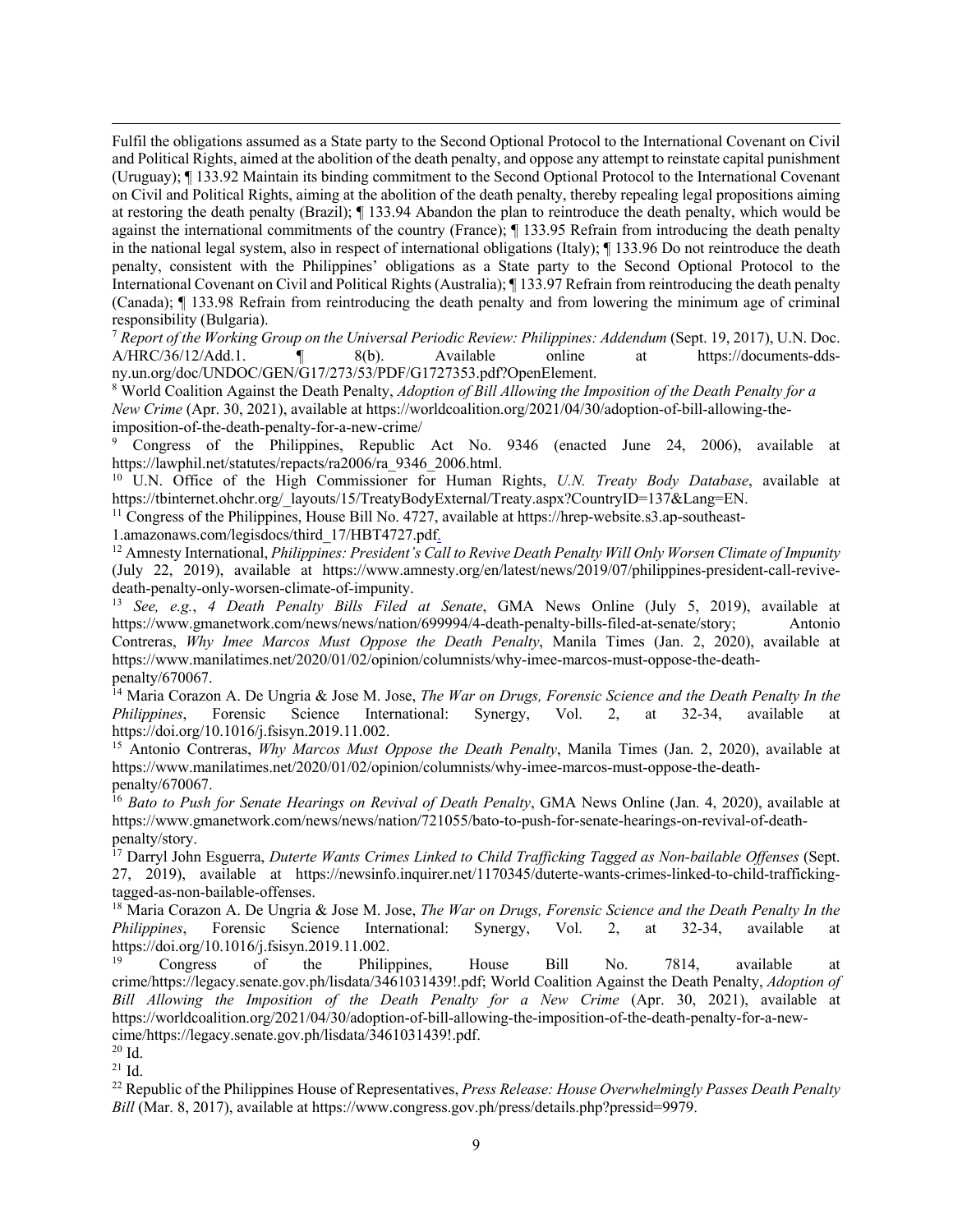Fulfil the obligations assumed as a State party to the Second Optional Protocol to the International Covenant on Civil and Political Rights, aimed at the abolition of the death penalty, and oppose any attempt to reinstate capital punishment (Uruguay); ¶ 133.92 Maintain its binding commitment to the Second Optional Protocol to the International Covenant on Civil and Political Rights, aiming at the abolition of the death penalty, thereby repealing legal propositions aiming at restoring the death penalty (Brazil); ¶ 133.94 Abandon the plan to reintroduce the death penalty, which would be against the international commitments of the country (France); ¶ 133.95 Refrain from introducing the death penalty in the national legal system, also in respect of international obligations (Italy); ¶ 133.96 Do not reintroduce the death penalty, consistent with the Philippines' obligations as a State party to the Second Optional Protocol to the International Covenant on Civil and Political Rights (Australia); ¶ 133.97 Refrain from reintroducing the death penalty (Canada); ¶ 133.98 Refrain from reintroducing the death penalty and from lowering the minimum age of criminal responsibility (Bulgaria).

[7] *Report of the Working Group on the Universal Periodic Review: Philippines: Addendum* (Sept. 19, 2017), U.N. Doc. A/HRC/36/12/Add.1. ¶ 8(b). Available online at https://documents-dds-ny.un.org/doc/UNDOC/GEN/G17/273/53/PDF/G1727353.pdf?OpenElement.

[8] World Coalition Against the Death Penalty, *Adoption of Bill Allowing the Imposition of the Death Penalty for a New Crime* (Apr. 30, 2021), available at https://worldcoalition.org/2021/04/30/adoption-of-bill-allowing-the-imposition-of-the-death-penalty-for-a-new-crime/

[9] Congress of the Philippines, Republic Act No. 9346 (enacted June 24, 2006), available at https://lawphil.net/statutes/repacts/ra2006/ra_9346_2006.html.

[10] U.N. Office of the High Commissioner for Human Rights, *U.N. Treaty Body Database*, available at https://tbinternet.ohchr.org/_layouts/15/TreatyBodyExternal/Treaty.aspx?CountryID=137&Lang=EN.

[11] Congress of the Philippines, House Bill No. 4727, available at https://hrep-website.s3.ap-southeast-1.amazonaws.com/legisdocs/third_17/HBT4727.pdf.

[12] Amnesty International, *Philippines: President's Call to Revive Death Penalty Will Only Worsen Climate of Impunity* (July 22, 2019), available at https://www.amnesty.org/en/latest/news/2019/07/philippines-president-call-revive-death-penalty-only-worsen-climate-of-impunity.

[13] *See, e.g.*, *4 Death Penalty Bills Filed at Senate*, GMA News Online (July 5, 2019), available at https://www.gmanetwork.com/news/news/nation/699994/4-death-penalty-bills-filed-at-senate/story; Antonio Contreras, *Why Imee Marcos Must Oppose the Death Penalty*, Manila Times (Jan. 2, 2020), available at https://www.manilatimes.net/2020/01/02/opinion/columnists/why-imee-marcos-must-oppose-the-death-penalty/670067.

[14] Maria Corazon A. De Ungria & Jose M. Jose, *The War on Drugs, Forensic Science and the Death Penalty In the Philippines*, Forensic Science International: Synergy, Vol. 2, at 32-34, available at https://doi.org/10.1016/j.fsisyn.2019.11.002.

[15] Antonio Contreras, *Why Marcos Must Oppose the Death Penalty*, Manila Times (Jan. 2, 2020), available at https://www.manilatimes.net/2020/01/02/opinion/columnists/why-imee-marcos-must-oppose-the-death-penalty/670067.

[16] *Bato to Push for Senate Hearings on Revival of Death Penalty*, GMA News Online (Jan. 4, 2020), available at https://www.gmanetwork.com/news/news/nation/721055/bato-to-push-for-senate-hearings-on-revival-of-death-penalty/story.

[17] Darryl John Esguerra, *Duterte Wants Crimes Linked to Child Trafficking Tagged as Non-bailable Offenses* (Sept. 27, 2019), available at https://newsinfo.inquirer.net/1170345/duterte-wants-crimes-linked-to-child-trafficking-tagged-as-non-bailable-offenses.

[18] Maria Corazon A. De Ungria & Jose M. Jose, *The War on Drugs, Forensic Science and the Death Penalty In the Philippines*, Forensic Science International: Synergy, Vol. 2, at 32-34, available at https://doi.org/10.1016/j.fsisyn.2019.11.002.

[19] Congress of the Philippines, House Bill No. 7814, available at crime/https://legacy.senate.gov.ph/lisdata/3461031439!.pdf; World Coalition Against the Death Penalty, *Adoption of Bill Allowing the Imposition of the Death Penalty for a New Crime* (Apr. 30, 2021), available at https://worldcoalition.org/2021/04/30/adoption-of-bill-allowing-the-imposition-of-the-death-penalty-for-a-new-cime/https://legacy.senate.gov.ph/lisdata/3461031439!.pdf.

[20] Id.

[21] Id.

[22] Republic of the Philippines House of Representatives, *Press Release: House Overwhelmingly Passes Death Penalty Bill* (Mar. 8, 2017), available at https://www.congress.gov.ph/press/details.php?pressid=9979.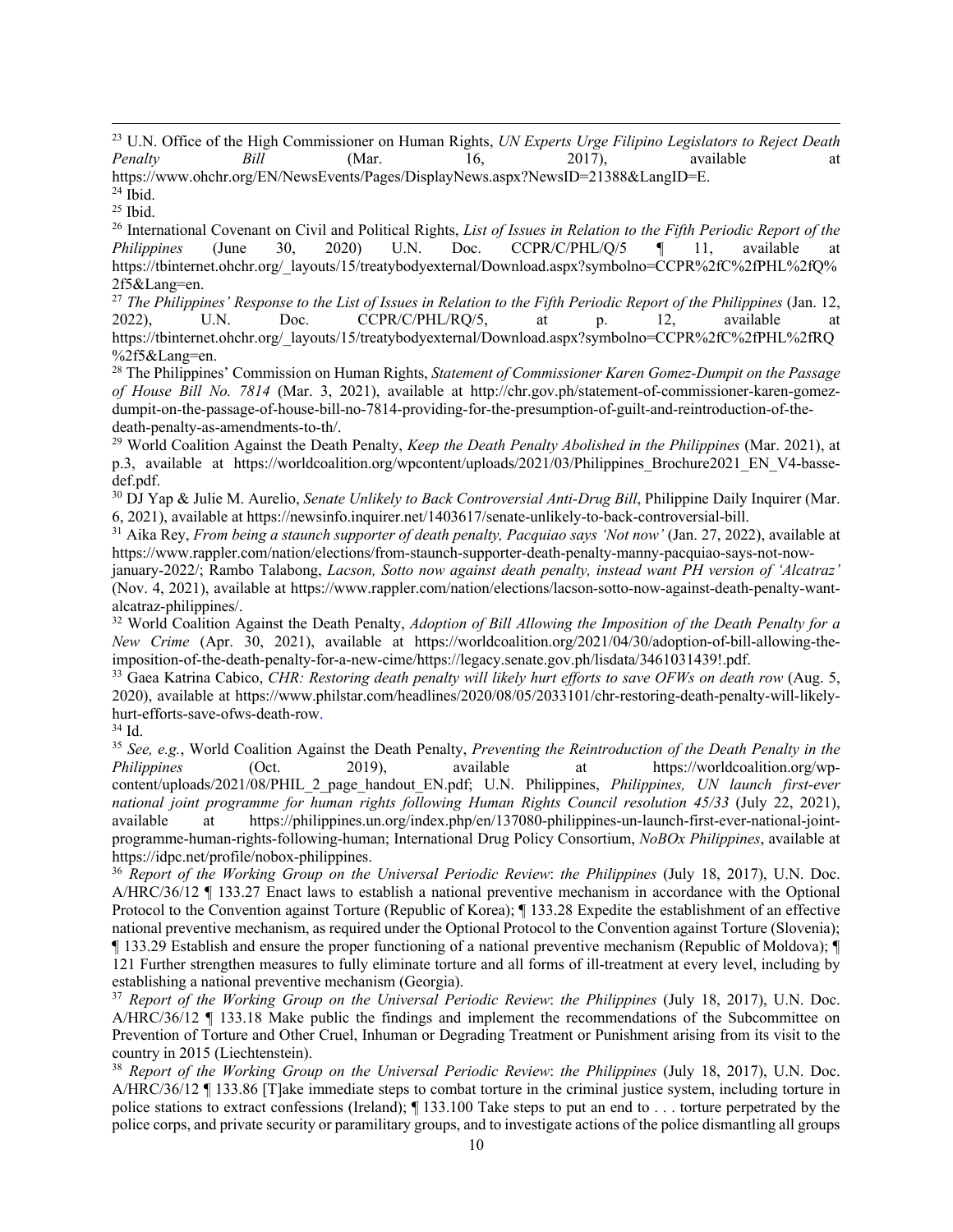[23] U.N. Office of the High Commissioner on Human Rights, *UN Experts Urge Filipino Legislators to Reject Death Penalty Bill* (Mar. 16, 2017), available at https://www.ohchr.org/EN/NewsEvents/Pages/DisplayNews.aspx?NewsID=21388&LangID=E.

[24] Ibid.

[25] Ibid.

[26] International Covenant on Civil and Political Rights, *List of Issues in Relation to the Fifth Periodic Report of the Philippines* (June 30, 2020) U.N. Doc. CCPR/C/PHL/Q/5 ¶ 11, available at https://tbinternet.ohchr.org/_layouts/15/treatybodyexternal/Download.aspx?symbolno=CCPR%2fC%2fPHL%2fQ%2f5&Lang=en.

[27] *The Philippines' Response to the List of Issues in Relation to the Fifth Periodic Report of the Philippines* (Jan. 12, 2022), U.N. Doc. CCPR/C/PHL/RQ/5, at p. 12, available at https://tbinternet.ohchr.org/_layouts/15/treatybodyexternal/Download.aspx?symbolno=CCPR%2fC%2fPHL%2fRQ%2f5&Lang=en.

[28] The Philippines' Commission on Human Rights, *Statement of Commissioner Karen Gomez-Dumpit on the Passage of House Bill No. 7814* (Mar. 3, 2021), available at http://chr.gov.ph/statement-of-commissioner-karen-gomez-dumpit-on-the-passage-of-house-bill-no-7814-providing-for-the-presumption-of-guilt-and-reintroduction-of-the-death-penalty-as-amendments-to-th/.

[29] World Coalition Against the Death Penalty, *Keep the Death Penalty Abolished in the Philippines* (Mar. 2021), at p.3, available at https://worldcoalition.org/wpcontent/uploads/2021/03/Philippines_Brochure2021_EN_V4-basse-def.pdf.

[30] DJ Yap & Julie M. Aurelio, *Senate Unlikely to Back Controversial Anti-Drug Bill*, Philippine Daily Inquirer (Mar. 6, 2021), available at https://newsinfo.inquirer.net/1403617/senate-unlikely-to-back-controversial-bill.

[31] Aika Rey, *From being a staunch supporter of death penalty, Pacquiao says 'Not now'* (Jan. 27, 2022), available at https://www.rappler.com/nation/elections/from-staunch-supporter-death-penalty-manny-pacquiao-says-not-now-january-2022/; Rambo Talabong, *Lacson, Sotto now against death penalty, instead want PH version of 'Alcatraz'* (Nov. 4, 2021), available at https://www.rappler.com/nation/elections/lacson-sotto-now-against-death-penalty-want-alcatraz-philippines/.

[32] World Coalition Against the Death Penalty, *Adoption of Bill Allowing the Imposition of the Death Penalty for a New Crime* (Apr. 30, 2021), available at https://worldcoalition.org/2021/04/30/adoption-of-bill-allowing-the-imposition-of-the-death-penalty-for-a-new-cime/https://legacy.senate.gov.ph/lisdata/3461031439!.pdf.

[33] Gaea Katrina Cabico, *CHR: Restoring death penalty will likely hurt efforts to save OFWs on death row* (Aug. 5, 2020), available at https://www.philstar.com/headlines/2020/08/05/2033101/chr-restoring-death-penalty-will-likely-hurt-efforts-save-ofws-death-row.

[34] Id.

[35] *See, e.g.*, World Coalition Against the Death Penalty, *Preventing the Reintroduction of the Death Penalty in the Philippines* (Oct. 2019), available at https://worldcoalition.org/wp-content/uploads/2021/08/PHIL_2_page_handout_EN.pdf; U.N. Philippines, *Philippines, UN launch first-ever national joint programme for human rights following Human Rights Council resolution 45/33* (July 22, 2021), available at https://philippines.un.org/index.php/en/137080-philippines-un-launch-first-ever-national-joint-programme-human-rights-following-human; International Drug Policy Consortium, *NoBOx Philippines*, available at https://idpc.net/profile/nobox-philippines.

[36] *Report of the Working Group on the Universal Periodic Review*: *the Philippines* (July 18, 2017), U.N. Doc. A/HRC/36/12 ¶ 133.27 Enact laws to establish a national preventive mechanism in accordance with the Optional Protocol to the Convention against Torture (Republic of Korea); ¶ 133.28 Expedite the establishment of an effective national preventive mechanism, as required under the Optional Protocol to the Convention against Torture (Slovenia); ¶ 133.29 Establish and ensure the proper functioning of a national preventive mechanism (Republic of Moldova); ¶ 121 Further strengthen measures to fully eliminate torture and all forms of ill-treatment at every level, including by establishing a national preventive mechanism (Georgia).

[37] *Report of the Working Group on the Universal Periodic Review*: *the Philippines* (July 18, 2017), U.N. Doc. A/HRC/36/12 ¶ 133.18 Make public the findings and implement the recommendations of the Subcommittee on Prevention of Torture and Other Cruel, Inhuman or Degrading Treatment or Punishment arising from its visit to the country in 2015 (Liechtenstein).

[38] *Report of the Working Group on the Universal Periodic Review*: *the Philippines* (July 18, 2017), U.N. Doc. A/HRC/36/12 ¶ 133.86 [T]ake immediate steps to combat torture in the criminal justice system, including torture in police stations to extract confessions (Ireland); ¶ 133.100 Take steps to put an end to . . . torture perpetrated by the police corps, and private security or paramilitary groups, and to investigate actions of the police dismantling all groups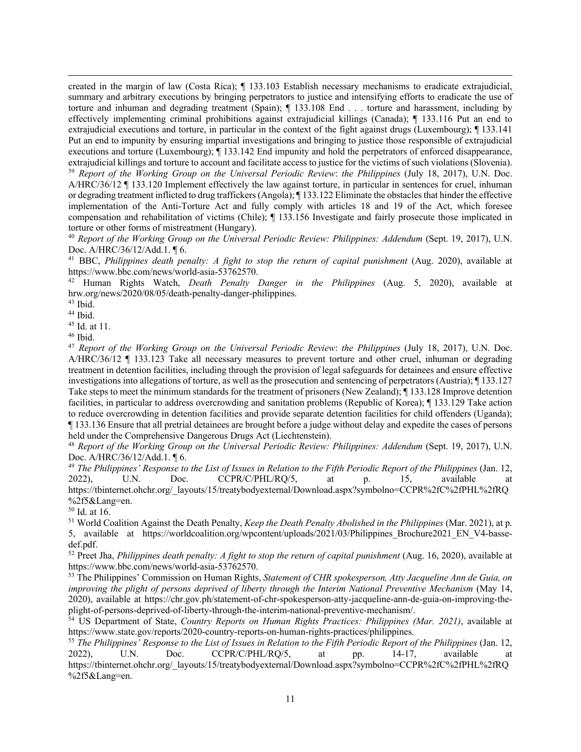created in the margin of law (Costa Rica); ¶ 133.103 Establish necessary mechanisms to eradicate extrajudicial, summary and arbitrary executions by bringing perpetrators to justice and intensifying efforts to eradicate the use of torture and inhuman and degrading treatment (Spain); ¶ 133.108 End . . . torture and harassment, including by effectively implementing criminal prohibitions against extrajudicial killings (Canada); ¶ 133.116 Put an end to extrajudicial executions and torture, in particular in the context of the fight against drugs (Luxembourg); ¶ 133.141 Put an end to impunity by ensuring impartial investigations and bringing to justice those responsible of extrajudicial executions and torture (Luxembourg); ¶ 133.142 End impunity and hold the perpetrators of enforced disappearance, extrajudicial killings and torture to account and facilitate access to justice for the victims of such violations (Slovenia).

[39] *Report of the Working Group on the Universal Periodic Review*: *the Philippines* (July 18, 2017), U.N. Doc. A/HRC/36/12 ¶ 133.120 Implement effectively the law against torture, in particular in sentences for cruel, inhuman or degrading treatment inflicted to drug traffickers (Angola); ¶ 133.122 Eliminate the obstacles that hinder the effective implementation of the Anti-Torture Act and fully comply with articles 18 and 19 of the Act, which foresee compensation and rehabilitation of victims (Chile); ¶ 133.156 Investigate and fairly prosecute those implicated in torture or other forms of mistreatment (Hungary).

[40] *Report of the Working Group on the Universal Periodic Review: Philippines: Addendum* (Sept. 19, 2017), U.N. Doc. A/HRC/36/12/Add.1. ¶ 6.

[41] BBC, *Philippines death penalty: A fight to stop the return of capital punishment* (Aug. 2020), available at https://www.bbc.com/news/world-asia-53762570.

[42] Human Rights Watch, *Death Penalty Danger in the Philippines* (Aug. 5, 2020), available at hrw.org/news/2020/08/05/death-penalty-danger-philippines.

[43] Ibid.

[44] Ibid.

[45] Id. at 11.

[46] Ibid.

[47] *Report of the Working Group on the Universal Periodic Review*: *the Philippines* (July 18, 2017), U.N. Doc. A/HRC/36/12 ¶ 133.123 Take all necessary measures to prevent torture and other cruel, inhuman or degrading treatment in detention facilities, including through the provision of legal safeguards for detainees and ensure effective investigations into allegations of torture, as well as the prosecution and sentencing of perpetrators (Austria); ¶ 133.127 Take steps to meet the minimum standards for the treatment of prisoners (New Zealand); ¶ 133.128 Improve detention facilities, in particular to address overcrowding and sanitation problems (Republic of Korea); ¶ 133.129 Take action to reduce overcrowding in detention facilities and provide separate detention facilities for child offenders (Uganda); ¶ 133.136 Ensure that all pretrial detainees are brought before a judge without delay and expedite the cases of persons held under the Comprehensive Dangerous Drugs Act (Liechtenstein).

[48] *Report of the Working Group on the Universal Periodic Review: Philippines: Addendum* (Sept. 19, 2017), U.N. Doc. A/HRC/36/12/Add.1. ¶ 6.

[49] *The Philippines' Response to the List of Issues in Relation to the Fifth Periodic Report of the Philippines* (Jan. 12, 2022), U.N. Doc. CCPR/C/PHL/RQ/5, at p. 15, available at https://tbinternet.ohchr.org/_layouts/15/treatybodyexternal/Download.aspx?symbolno=CCPR%2fC%2fPHL%2fRQ%2f5&Lang=en.

[50] Id. at 16.

[51] World Coalition Against the Death Penalty, *Keep the Death Penalty Abolished in the Philippines* (Mar. 2021), at p. 5, available at https://worldcoalition.org/wpcontent/uploads/2021/03/Philippines_Brochure2021_EN_V4-basse-def.pdf.

[52] Preet Jha, *Philippines death penalty: A fight to stop the return of capital punishment* (Aug. 16, 2020), available at https://www.bbc.com/news/world-asia-53762570.

[53] The Philippines' Commission on Human Rights, *Statement of CHR spokesperson, Atty Jacqueline Ann de Guia, on improving the plight of persons deprived of liberty through the Interim National Preventive Mechanism* (May 14, 2020), available at https://chr.gov.ph/statement-of-chr-spokesperson-atty-jacqueline-ann-de-guia-on-improving-the-plight-of-persons-deprived-of-liberty-through-the-interim-national-preventive-mechanism/.

[54] US Department of State, *Country Reports on Human Rights Practices: Philippines (Mar. 2021)*, available at https://www.state.gov/reports/2020-country-reports-on-human-rights-practices/philippines.

[55] *The Philippines' Response to the List of Issues in Relation to the Fifth Periodic Report of the Philippines* (Jan. 12, 2022), U.N. Doc. CCPR/C/PHL/RQ/5, at pp. 14-17, available at https://tbinternet.ohchr.org/_layouts/15/treatybodyexternal/Download.aspx?symbolno=CCPR%2fC%2fPHL%2fRQ%2f5&Lang=en.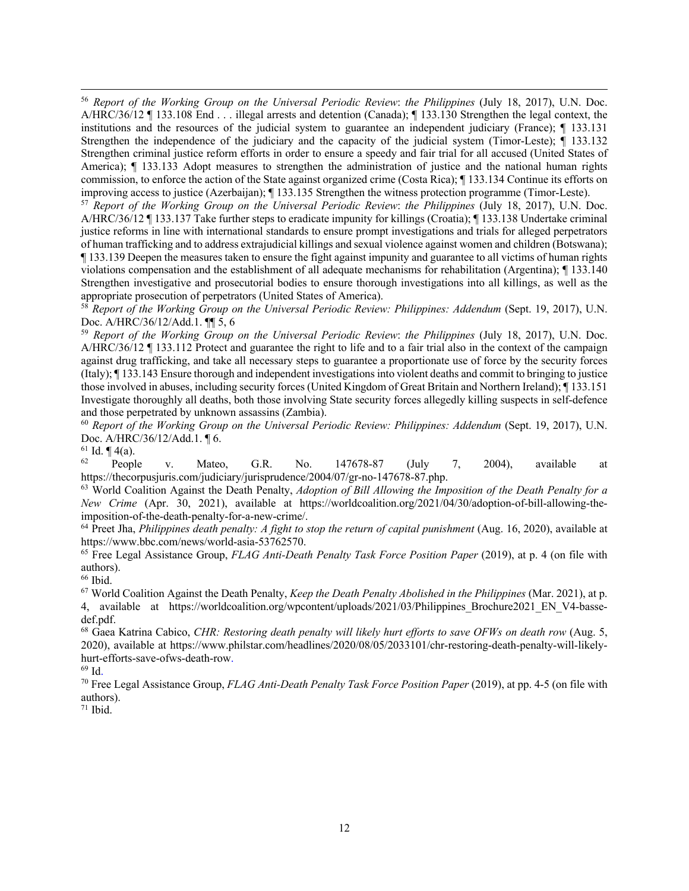[56] *Report of the Working Group on the Universal Periodic Review*: *the Philippines* (July 18, 2017), U.N. Doc. A/HRC/36/12 ¶ 133.108 End . . . illegal arrests and detention (Canada); ¶ 133.130 Strengthen the legal context, the institutions and the resources of the judicial system to guarantee an independent judiciary (France); ¶ 133.131 Strengthen the independence of the judiciary and the capacity of the judicial system (Timor-Leste); ¶ 133.132 Strengthen criminal justice reform efforts in order to ensure a speedy and fair trial for all accused (United States of America); ¶ 133.133 Adopt measures to strengthen the administration of justice and the national human rights commission, to enforce the action of the State against organized crime (Costa Rica); ¶ 133.134 Continue its efforts on improving access to justice (Azerbaijan); ¶ 133.135 Strengthen the witness protection programme (Timor-Leste).

[57] *Report of the Working Group on the Universal Periodic Review*: *the Philippines* (July 18, 2017), U.N. Doc. A/HRC/36/12 ¶ 133.137 Take further steps to eradicate impunity for killings (Croatia); ¶ 133.138 Undertake criminal justice reforms in line with international standards to ensure prompt investigations and trials for alleged perpetrators of human trafficking and to address extrajudicial killings and sexual violence against women and children (Botswana); ¶ 133.139 Deepen the measures taken to ensure the fight against impunity and guarantee to all victims of human rights violations compensation and the establishment of all adequate mechanisms for rehabilitation (Argentina); ¶ 133.140 Strengthen investigative and prosecutorial bodies to ensure thorough investigations into all killings, as well as the appropriate prosecution of perpetrators (United States of America).

[58] *Report of the Working Group on the Universal Periodic Review: Philippines: Addendum* (Sept. 19, 2017), U.N. Doc. A/HRC/36/12/Add.1. ¶¶ 5, 6

[59] *Report of the Working Group on the Universal Periodic Review*: *the Philippines* (July 18, 2017), U.N. Doc. A/HRC/36/12 ¶ 133.112 Protect and guarantee the right to life and to a fair trial also in the context of the campaign against drug trafficking, and take all necessary steps to guarantee a proportionate use of force by the security forces (Italy); ¶ 133.143 Ensure thorough and independent investigations into violent deaths and commit to bringing to justice those involved in abuses, including security forces (United Kingdom of Great Britain and Northern Ireland); ¶ 133.151 Investigate thoroughly all deaths, both those involving State security forces allegedly killing suspects in self-defence and those perpetrated by unknown assassins (Zambia).

[60] *Report of the Working Group on the Universal Periodic Review: Philippines: Addendum* (Sept. 19, 2017), U.N. Doc. A/HRC/36/12/Add.1. ¶ 6.

[61] Id. ¶ 4(a).

[62] People v. Mateo, G.R. No. 147678-87 (July 7, 2004), available at https://thecorpusjuris.com/judiciary/jurisprudence/2004/07/gr-no-147678-87.php.

[63] World Coalition Against the Death Penalty, *Adoption of Bill Allowing the Imposition of the Death Penalty for a New Crime* (Apr. 30, 2021), available at https://worldcoalition.org/2021/04/30/adoption-of-bill-allowing-the-imposition-of-the-death-penalty-for-a-new-crime/.

[64] Preet Jha, *Philippines death penalty: A fight to stop the return of capital punishment* (Aug. 16, 2020), available at https://www.bbc.com/news/world-asia-53762570.

[65] Free Legal Assistance Group, *FLAG Anti-Death Penalty Task Force Position Paper* (2019), at p. 4 (on file with authors).

[66] Ibid.

[67] World Coalition Against the Death Penalty, *Keep the Death Penalty Abolished in the Philippines* (Mar. 2021), at p. 4, available at https://worldcoalition.org/wpcontent/uploads/2021/03/Philippines_Brochure2021_EN_V4-basse-def.pdf.

[68] Gaea Katrina Cabico, *CHR: Restoring death penalty will likely hurt efforts to save OFWs on death row* (Aug. 5, 2020), available at https://www.philstar.com/headlines/2020/08/05/2033101/chr-restoring-death-penalty-will-likely-hurt-efforts-save-ofws-death-row.

[69] Id.

[70] Free Legal Assistance Group, *FLAG Anti-Death Penalty Task Force Position Paper* (2019), at pp. 4-5 (on file with authors).

[71] Ibid.